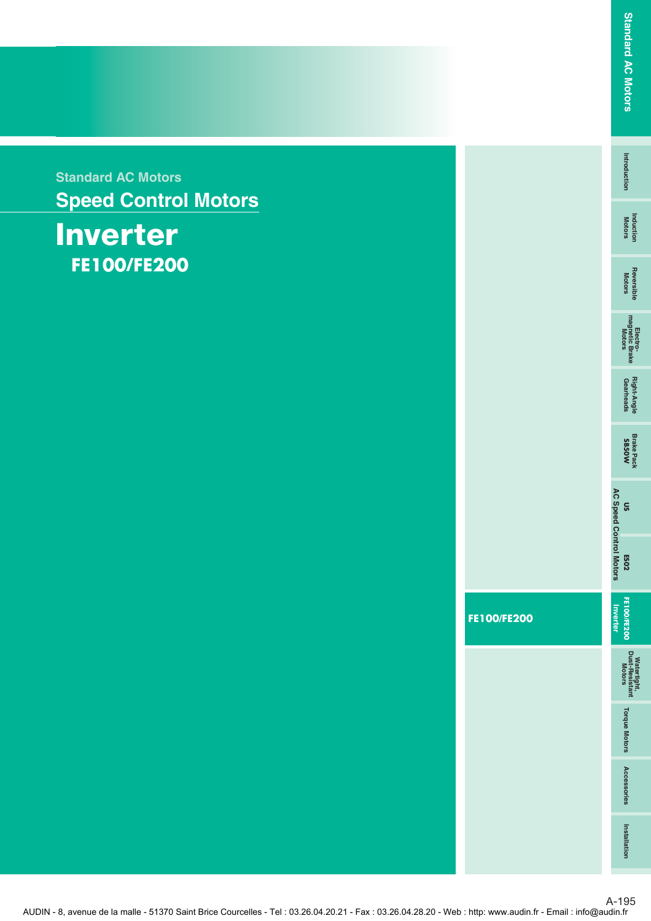Standard AC Motors

## Speed Control Motors

# Inverter

## FE100/FE200

FE100/FE200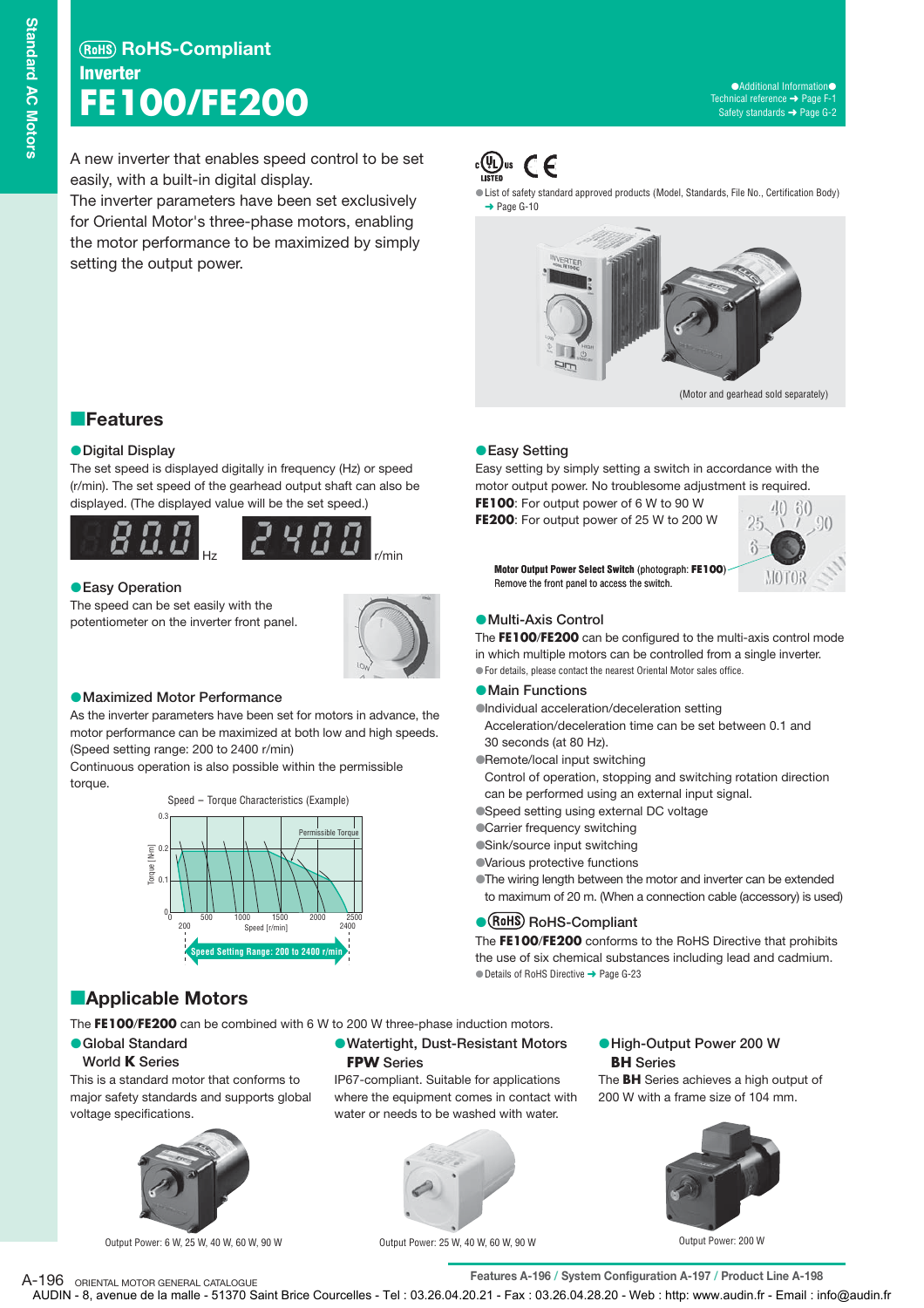# RoHS-Compliant Inverter FE100/FE200

●Additional Information●
Technical reference ➜ Page F-1
Safety standards ➜ Page G-2

A new inverter that enables speed control to be set easily, with a built-in digital display.
The inverter parameters have been set exclusively for Oriental Motor's three-phase motors, enabling the motor performance to be maximized by simply setting the output power.

●List of safety standard approved products (Model, Standards, File No., Certification Body) ➜ Page G-10

(Motor and gearhead sold separately)

## Features

### ●Digital Display

The set speed is displayed digitally in frequency (Hz) or speed (r/min). The set speed of the gearhead output shaft can also be displayed. (The displayed value will be the set speed.)

80.0 Hz 2400 r/min

### ●Easy Operation

The speed can be set easily with the potentiometer on the inverter front panel.

### ●Maximized Motor Performance

As the inverter parameters have been set for motors in advance, the motor performance can be maximized at both low and high speeds. (Speed setting range: 200 to 2400 r/min)
Continuous operation is also possible within the permissible torque.

Speed – Torque Characteristics (Example)

Speed Setting Range: 200 to 2400 r/min

### ●Easy Setting

Easy setting by simply setting a switch in accordance with the motor output power. No troublesome adjustment is required.

**FE100**: For output power of 6 W to 90 W
**FE200**: For output power of 25 W to 200 W

**Motor Output Power Select Switch** (photograph: **FE100**)
Remove the front panel to access the switch.

### ●Multi-Axis Control

The **FE100**/**FE200** can be configured to the multi-axis control mode in which multiple motors can be controlled from a single inverter.

●For details, please contact the nearest Oriental Motor sales office.

### ●Main Functions

- ●Individual acceleration/deceleration setting
  Acceleration/deceleration time can be set between 0.1 and 30 seconds (at 80 Hz).
- ●Remote/local input switching
  Control of operation, stopping and switching rotation direction can be performed using an external input signal.
- ●Speed setting using external DC voltage
- ●Carrier frequency switching
- ●Sink/source input switching
- ●Various protective functions
- ●The wiring length between the motor and inverter can be extended to maximum of 20 m. (When a connection cable (accessory) is used)

### ●RoHS-Compliant

The **FE100**/**FE200** conforms to the RoHS Directive that prohibits the use of six chemical substances including lead and cadmium.

●Details of RoHS Directive ➜ Page G-23

## Applicable Motors

The **FE100**/**FE200** can be combined with 6 W to 200 W three-phase induction motors.

### ●Global Standard World **K** Series

This is a standard motor that conforms to major safety standards and supports global voltage specifications.

Output Power: 6 W, 25 W, 40 W, 60 W, 90 W

### ●Watertight, Dust-Resistant Motors **FPW** Series

IP67-compliant. Suitable for applications where the equipment comes in contact with water or needs to be washed with water.

Output Power: 25 W, 40 W, 60 W, 90 W

### ●High-Output Power 200 W **BH** Series

The **BH** Series achieves a high output of 200 W with a frame size of 104 mm.

Output Power: 200 W

Features A-196 / System Configuration A-197 / Product Line A-198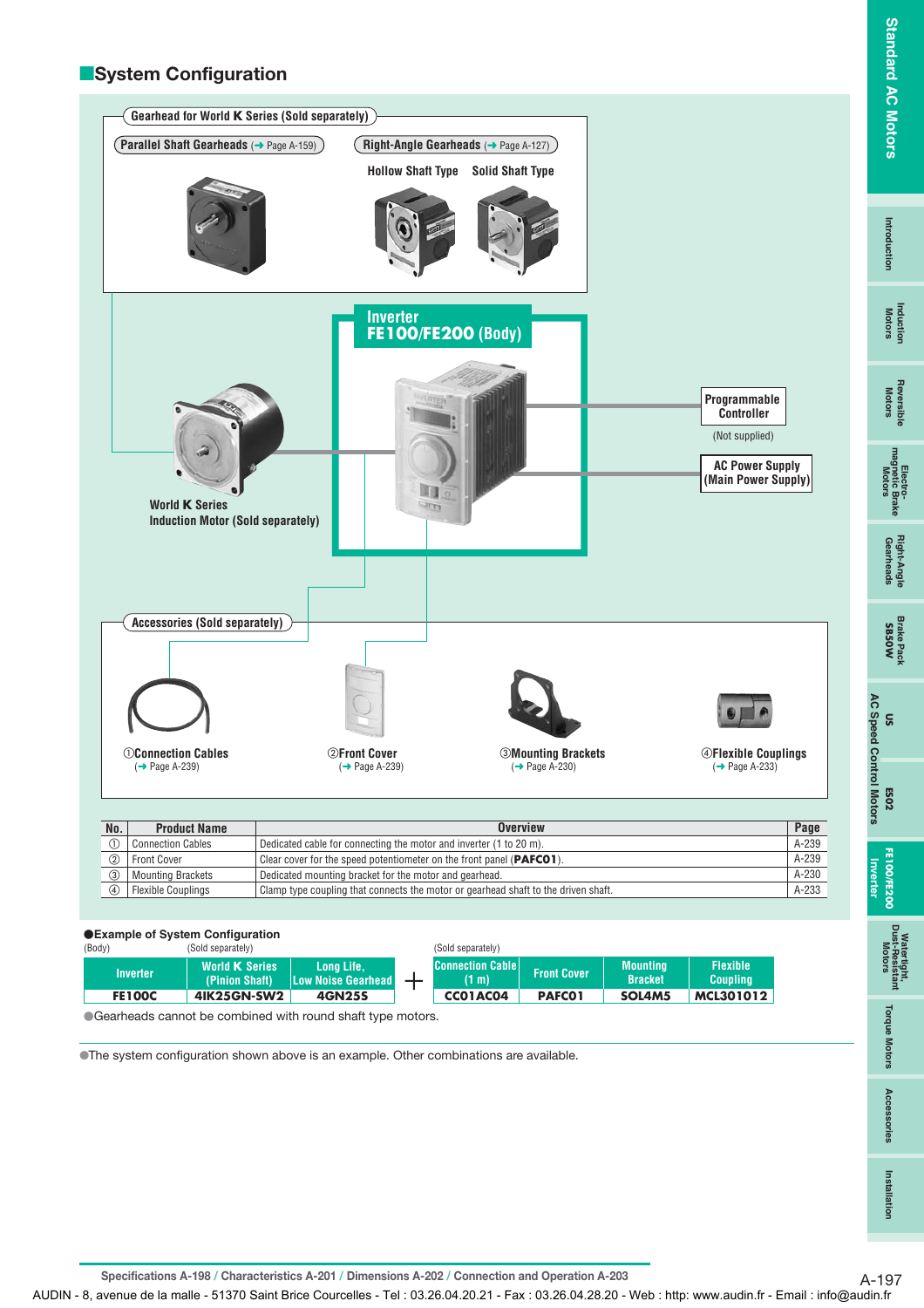## System Configuration

**Gearhead for World K Series (Sold separately)**

Parallel Shaft Gearheads (→ Page A-159)

Right-Angle Gearheads (→ Page A-127)

Hollow Shaft Type    Solid Shaft Type

**Inverter FE100/FE200 (Body)**

World K Series Induction Motor (Sold separately)

Programmable Controller

(Not supplied)

AC Power Supply (Main Power Supply)

**Accessories (Sold separately)**

① Connection Cables (→ Page A-239)

② Front Cover (→ Page A-239)

③ Mounting Brackets (→ Page A-230)

④ Flexible Couplings (→ Page A-233)

| No. | Product Name | Overview | Page |
|---|---|---|---|
| ① | Connection Cables | Dedicated cable for connecting the motor and inverter (1 to 20 m). | A-239 |
| ② | Front Cover | Clear cover for the speed potentiometer on the front panel (**PAFC01**). | A-239 |
| ③ | Mounting Brackets | Dedicated mounting bracket for the motor and gearhead. | A-230 |
| ④ | Flexible Couplings | Clamp type coupling that connects the motor or gearhead shaft to the driven shaft. | A-233 |

●**Example of System Configuration**

| (Body) | (Sold separately) | | | (Sold separately) | | | |
|---|---|---|---|---|---|---|---|
| Inverter | World K Series (Pinion Shaft) | Long Life, Low Noise Gearhead | + | Connection Cable (1 m) | Front Cover | Mounting Bracket | Flexible Coupling |
| FE100C | 4IK25GN-SW2 | 4GN25S | | CC01AC04 | PAFC01 | SOL4M5 | MCL301012 |

●Gearheads cannot be combined with round shaft type motors.

●The system configuration shown above is an example. Other combinations are available.

Specifications A-198 / Characteristics A-201 / Dimensions A-202 / Connection and Operation A-203

AUDIN - 8, avenue de la malle - 51370 Saint Brice Courcelles - Tel : 03.26.04.20.21 - Fax : 03.26.04.28.20 - Web : http: www.audin.fr - Email : info@audin.fr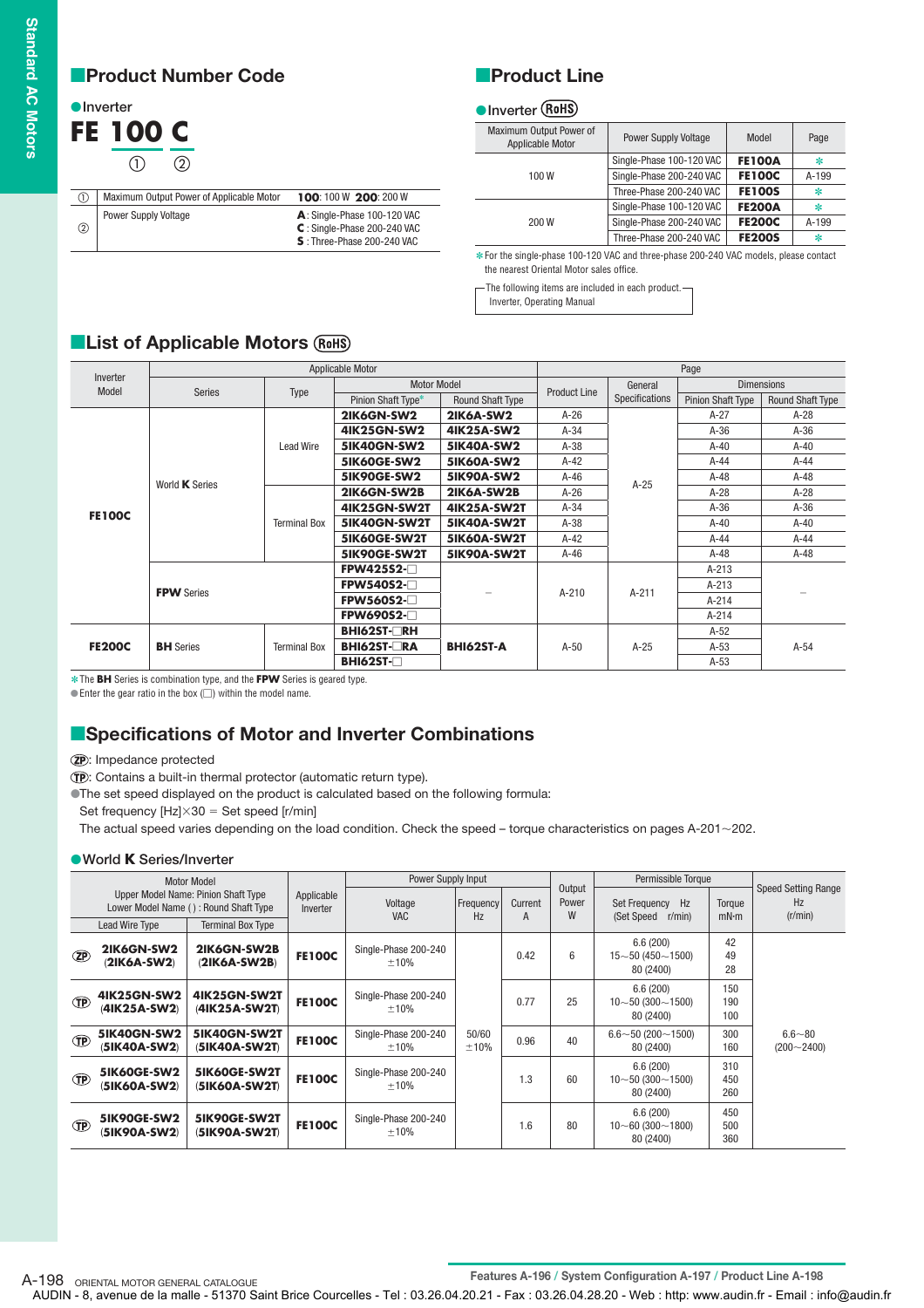## Product Number Code

● Inverter

**FE 100 C**

① ②

| | | |
|---|---|---|
| ① | Maximum Output Power of Applicable Motor | **100**: 100 W **200**: 200 W |
| ② | Power Supply Voltage | **A**: Single-Phase 100-120 VAC<br>**C**: Single-Phase 200-240 VAC<br>**S**: Three-Phase 200-240 VAC |

## Product Line

● Inverter (RoHS)

| Maximum Output Power of Applicable Motor | Power Supply Voltage | Model | Page |
|---|---|---|---|
| 100 W | Single-Phase 100-120 VAC | **FE100A** | ✽ |
| | Single-Phase 200-240 VAC | **FE100C** | A-199 |
| | Three-Phase 200-240 VAC | **FE100S** | ✽ |
| 200 W | Single-Phase 100-120 VAC | **FE200A** | ✽ |
| | Single-Phase 200-240 VAC | **FE200C** | A-199 |
| | Three-Phase 200-240 VAC | **FE200S** | ✽ |

✽For the single-phase 100-120 VAC and three-phase 200-240 VAC models, please contact the nearest Oriental Motor sales office.

The following items are included in each product.
Inverter, Operating Manual

## List of Applicable Motors (RoHS)

| Inverter Model | Applicable Motor | | | | Page | | | |
|---|---|---|---|---|---|---|---|---|
| | Series | Type | Motor Model | | Product Line | General Specifications | Dimensions | |
| | | | Pinion Shaft Type✽ | Round Shaft Type | | | Pinion Shaft Type | Round Shaft Type |
| **FE100C** | World **K** Series | Lead Wire | **2IK6GN-SW2** | **2IK6A-SW2** | A-26 | A-25 | A-27 | A-28 |
| | | | **4IK25GN-SW2** | **4IK25A-SW2** | A-34 | | A-36 | A-36 |
| | | | **5IK40GN-SW2** | **5IK40A-SW2** | A-38 | | A-40 | A-40 |
| | | | **5IK60GE-SW2** | **5IK60A-SW2** | A-42 | | A-44 | A-44 |
| | | | **5IK90GE-SW2** | **5IK90A-SW2** | A-46 | | A-48 | A-48 |
| | | Terminal Box | **2IK6GN-SW2B** | **2IK6A-SW2B** | A-26 | | A-28 | A-28 |
| | | | **4IK25GN-SW2T** | **4IK25A-SW2T** | A-34 | | A-36 | A-36 |
| | | | **5IK40GN-SW2T** | **5IK40A-SW2T** | A-38 | | A-40 | A-40 |
| | | | **5IK60GE-SW2T** | **5IK60A-SW2T** | A-42 | | A-44 | A-44 |
| | | | **5IK90GE-SW2T** | **5IK90A-SW2T** | A-46 | | A-48 | A-48 |
| | **FPW** Series | | **FPW425S2-□** | – | A-210 | A-211 | A-213 | – |
| | | | **FPW540S2-□** | | | | A-213 | |
| | | | **FPW560S2-□** | | | | A-214 | |
| | | | **FPW690S2-□** | | | | A-214 | |
| **FE200C** | **BH** Series | Terminal Box | **BHI62ST-□RH** | **BHI62ST-A** | A-50 | A-25 | A-52 | A-54 |
| | | | **BHI62ST-□RA** | | | | A-53 | |
| | | | **BHI62ST-□** | | | | A-53 | |

✽The **BH** Series is combination type, and the **FPW** Series is geared type.
● Enter the gear ratio in the box (□) within the model name.

## Specifications of Motor and Inverter Combinations

(ZP): Impedance protected
(TP): Contains a built-in thermal protector (automatic return type).
● The set speed displayed on the product is calculated based on the following formula:
Set frequency [Hz]×30 = Set speed [r/min]
The actual speed varies depending on the load condition. Check the speed – torque characteristics on pages A-201～202.

● World **K** Series/Inverter

| | Motor Model<br>Upper Model Name: Pinion Shaft Type<br>Lower Model Name ( ): Round Shaft Type | | Applicable Inverter | Power Supply Input | | | Output Power W | Permissible Torque | | Speed Setting Range Hz (r/min) |
|---|---|---|---|---|---|---|---|---|---|---|
| | Lead Wire Type | Terminal Box Type | | Voltage VAC | Frequency Hz | Current A | | Set Frequency Hz (Set Speed r/min) | Torque mN·m | |
| (ZP) | **2IK6GN-SW2**<br>(**2IK6A-SW2**) | **2IK6GN-SW2B**<br>(**2IK6A-SW2B**) | **FE100C** | Single-Phase 200-240 ±10% | 50/60 ±10% | 0.42 | 6 | 6.6 (200)<br>15～50 (450～1500)<br>80 (2400) | 42<br>49<br>28 | 6.6～80 (200～2400) |
| (TP) | **4IK25GN-SW2**<br>(**4IK25A-SW2**) | **4IK25GN-SW2T**<br>(**4IK25A-SW2T**) | **FE100C** | Single-Phase 200-240 ±10% | | 0.77 | 25 | 6.6 (200)<br>10～50 (300～1500)<br>80 (2400) | 150<br>190<br>100 | |
| (TP) | **5IK40GN-SW2**<br>(**5IK40A-SW2**) | **5IK40GN-SW2T**<br>(**5IK40A-SW2T**) | **FE100C** | Single-Phase 200-240 ±10% | | 0.96 | 40 | 6.6～50 (200～1500)<br>80 (2400) | 300<br>160 | |
| (TP) | **5IK60GE-SW2**<br>(**5IK60A-SW2**) | **5IK60GE-SW2T**<br>(**5IK60A-SW2T**) | **FE100C** | Single-Phase 200-240 ±10% | | 1.3 | 60 | 6.6 (200)<br>10～50 (300～1500)<br>80 (2400) | 310<br>450<br>260 | |
| (TP) | **5IK90GE-SW2**<br>(**5IK90A-SW2**) | **5IK90GE-SW2T**<br>(**5IK90A-SW2T**) | **FE100C** | Single-Phase 200-240 ±10% | | 1.6 | 80 | 6.6 (200)<br>10～60 (300～1800)<br>80 (2400) | 450<br>500<br>360 | |

Features A-196 / System Configuration A-197 / Product Line A-198

AUDIN - 8, avenue de la malle - 51370 Saint Brice Courcelles - Tel : 03.26.04.20.21 - Fax : 03.26.04.28.20 - Web : http: www.audin.fr - Email : info@audin.fr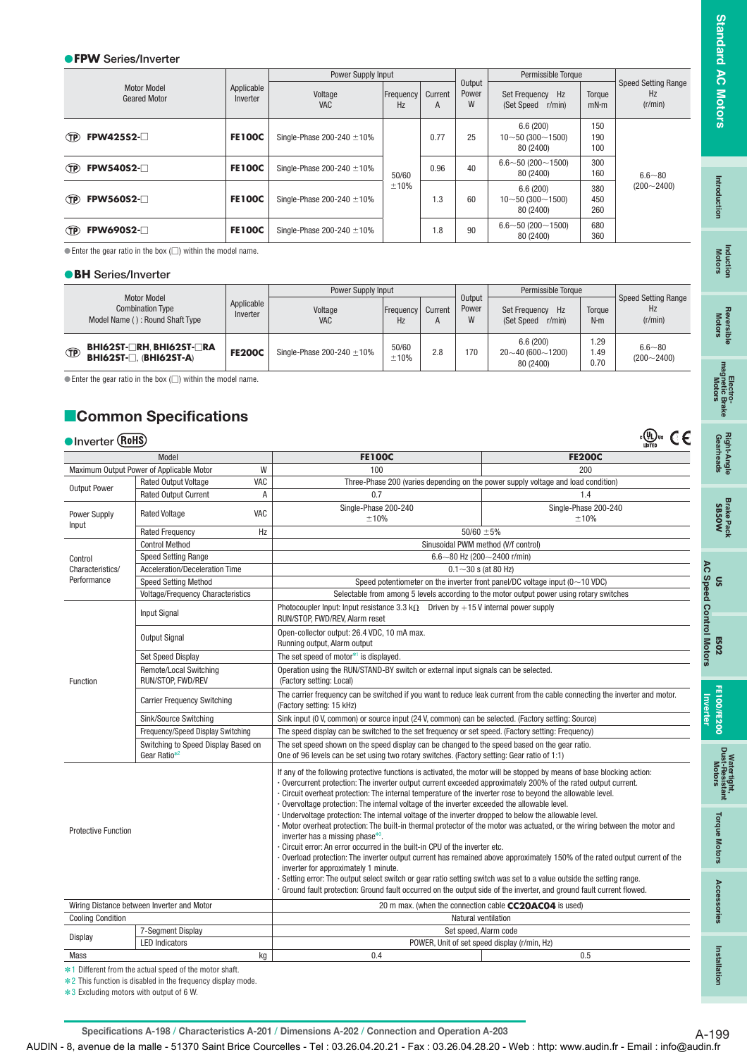### ●FPW Series/Inverter

| Motor Model Geared Motor | Applicable Inverter | Power Supply Input | | | Output Power W | Permissible Torque | | Speed Setting Range Hz (r/min) |
|---|---|---|---|---|---|---|---|---|
| | | Voltage VAC | Frequency Hz | Current A | | Set Frequency Hz (Set Speed r/min) | Torque mN·m | |
| (TP) **FPW425S2-□** | **FE100C** | Single-Phase 200-240 ±10% | 50/60 ±10% | 0.77 | 25 | 6.6 (200)<br>10～50 (300～1500)<br>80 (2400) | 150<br>190<br>100 | 6.6～80 (200～2400) |
| (TP) **FPW540S2-□** | **FE100C** | Single-Phase 200-240 ±10% | | 0.96 | 40 | 6.6～50 (200～1500)<br>80 (2400) | 300<br>160 | |
| (TP) **FPW560S2-□** | **FE100C** | Single-Phase 200-240 ±10% | | 1.3 | 60 | 6.6 (200)<br>10～50 (300～1500)<br>80 (2400) | 380<br>450<br>260 | |
| (TP) **FPW690S2-□** | **FE100C** | Single-Phase 200-240 ±10% | | 1.8 | 90 | 6.6～50 (200～1500)<br>80 (2400) | 680<br>360 | |

●Enter the gear ratio in the box (□) within the model name.

### ●BH Series/Inverter

| Motor Model Combination Type Model Name ( ) : Round Shaft Type | Applicable Inverter | Power Supply Input | | | Output Power W | Permissible Torque | | Speed Setting Range Hz (r/min) |
|---|---|---|---|---|---|---|---|---|
| | | Voltage VAC | Frequency Hz | Current A | | Set Frequency Hz (Set Speed r/min) | Torque N·m | |
| (TP) **BHI62ST-□RH, BHI62ST-□RA BHI62ST-□, (BHI62ST-A)** | **FE200C** | Single-Phase 200-240 ±10% | 50/60 ±10% | 2.8 | 170 | 6.6 (200)<br>20～40 (600～1200)<br>80 (2400) | 1.29<br>1.49<br>0.70 | 6.6～80 (200～2400) |

●Enter the gear ratio in the box (□) within the model name.

## Common Specifications

### ●Inverter (RoHS)

| Model | | | FE100C | FE200C |
|---|---|---|---|---|
| Maximum Output Power of Applicable Motor | | W | 100 | 200 |
| Output Power | Rated Output Voltage | VAC | Three-Phase 200 (varies depending on the power supply voltage and load condition) | |
| | Rated Output Current | A | 0.7 | 1.4 |
| Power Supply Input | Rated Voltage | VAC | Single-Phase 200-240 ±10% | Single-Phase 200-240 ±10% |
| | Rated Frequency | Hz | 50/60 ±5% | |
| Control Characteristics/ Performance | Control Method | | Sinusoidal PWM method (V/f control) | |
| | Speed Setting Range | | 6.6～80 Hz (200～2400 r/min) | |
| | Acceleration/Deceleration Time | | 0.1～30 s (at 80 Hz) | |
| | Speed Setting Method | | Speed potentiometer on the inverter front panel/DC voltage input (0～10 VDC) | |
| | Voltage/Frequency Characteristics | | Selectable from among 5 levels according to the motor output power using rotary switches | |
| Function | Input Signal | | Photocoupler Input: Input resistance 3.3 kΩ Driven by +15 V internal power supply<br>RUN/STOP, FWD/REV, Alarm reset | |
| | Output Signal | | Open-collector output: 26.4 VDC, 10 mA max.<br>Running output, Alarm output | |
| | Set Speed Display | | The set speed of motor*1 is displayed. | |
| | Remote/Local Switching RUN/STOP, FWD/REV | | Operation using the RUN/STAND-BY switch or external input signals can be selected.<br>(Factory setting: Local) | |
| | Carrier Frequency Switching | | The carrier frequency can be switched if you want to reduce leak current from the cable connecting the inverter and motor.<br>(Factory setting: 15 kHz) | |
| | Sink/Source Switching | | Sink input (0 V, common) or source input (24 V, common) can be selected. (Factory setting: Source) | |
| | Frequency/Speed Display Switching | | The speed display can be switched to the set frequency or set speed. (Factory setting: Frequency) | |
| | Switching to Speed Display Based on Gear Ratio*2 | | The set speed shown on the speed display can be changed to the speed based on the gear ratio.<br>One of 96 levels can be set using two rotary switches. (Factory setting: Gear ratio of 1:1) | |
| Protective Function | | | If any of the following protective functions is activated, the motor will be stopped by means of base blocking action:<br>· Overcurrent protection: The inverter output current exceeded approximately 200% of the rated output current.<br>· Circuit overheat protection: The internal temperature of the inverter rose to beyond the allowable level.<br>· Overvoltage protection: The internal voltage of the inverter exceeded the allowable level.<br>· Undervoltage protection: The internal voltage of the inverter dropped to below the allowable level.<br>· Motor overheat protection: The built-in thermal protector of the motor was actuated, or the wiring between the motor and inverter has a missing phase*3.<br>· Circuit error: An error occurred in the built-in CPU of the inverter etc.<br>· Overload protection: The inverter output current has remained above approximately 150% of the rated output current of the inverter for approximately 1 minute.<br>· Setting error: The output select switch or gear ratio setting switch was set to a value outside the setting range.<br>· Ground fault protection: Ground fault occurred on the output side of the inverter, and ground fault current flowed. | |
| Wiring Distance between Inverter and Motor | | | 20 m max. (when the connection cable **CC20AC04** is used) | |
| Cooling Condition | | | Natural ventilation | |
| Display | 7-Segment Display | | Set speed, Alarm code | |
| | LED Indicators | | POWER, Unit of set speed display (r/min, Hz) | |
| Mass | | kg | 0.4 | 0.5 |

*1 Different from the actual speed of the motor shaft.
*2 This function is disabled in the frequency display mode.
*3 Excluding motors with output of 6 W.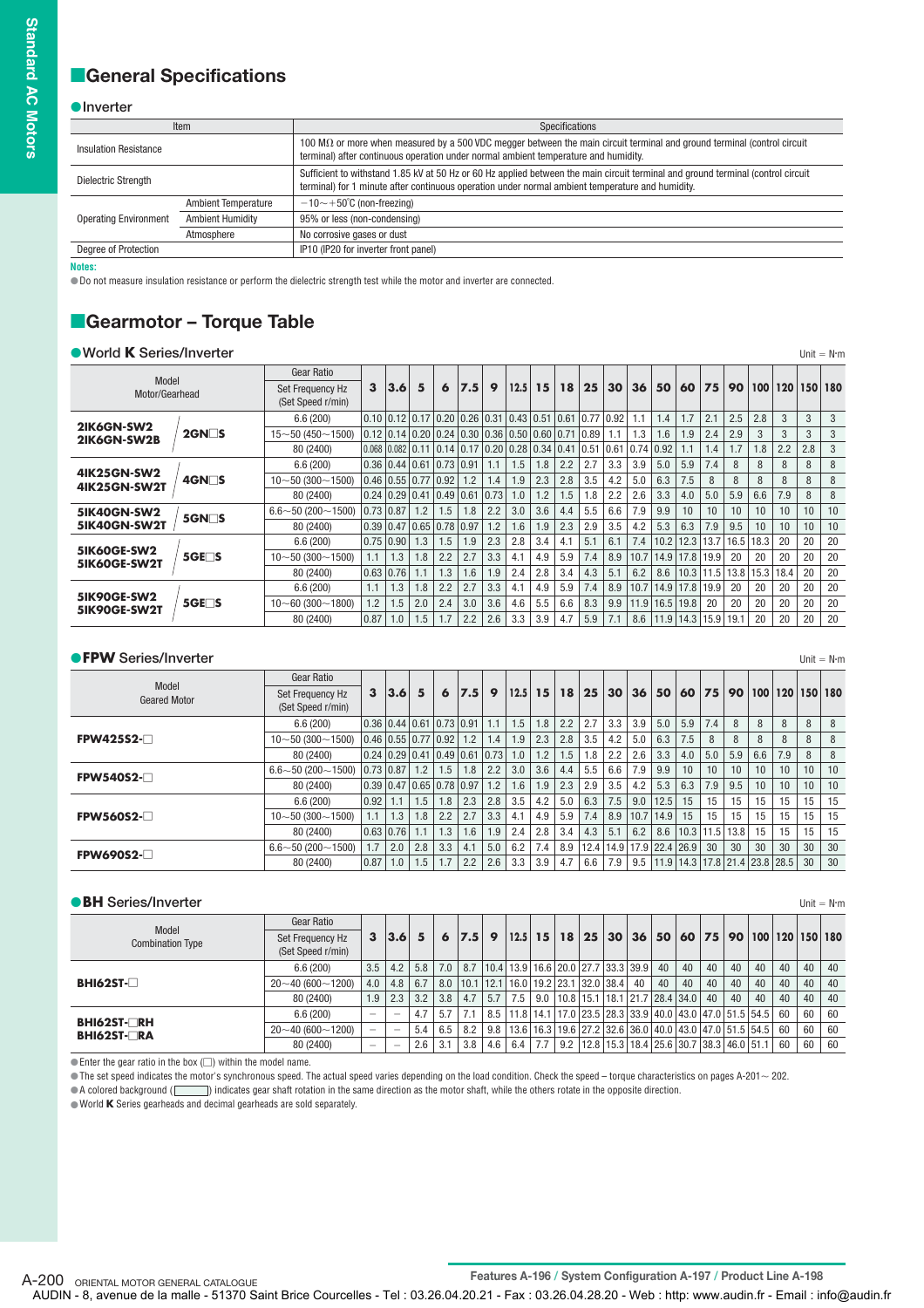## General Specifications

### ●Inverter

| Item | | Specifications |
|---|---|---|
| Insulation Resistance | | 100 MΩ or more when measured by a 500 VDC megger between the main circuit terminal and ground terminal (control circuit terminal) after continuous operation under normal ambient temperature and humidity. |
| Dielectric Strength | | Sufficient to withstand 1.85 kV at 50 Hz or 60 Hz applied between the main circuit terminal and ground terminal (control circuit terminal) for 1 minute after continuous operation under normal ambient temperature and humidity. |
| Operating Environment | Ambient Temperature | −10～+50˚C (non-freezing) |
| | Ambient Humidity | 95% or less (non-condensing) |
| | Atmosphere | No corrosive gases or dust |
| Degree of Protection | | IP10 (IP20 for inverter front panel) |

**Notes:**
● Do not measure insulation resistance or perform the dielectric strength test while the motor and inverter are connected.

## Gearmotor – Torque Table

### ●World K Series/Inverter

Unit = N·m

| Model Motor/Gearhead | | Gear Ratio / Set Frequency Hz (Set Speed r/min) | 3 | 3.6 | 5 | 6 | 7.5 | 9 | 12.5 | 15 | 18 | 25 | 30 | 36 | 50 | 60 | 75 | 90 | 100 | 120 | 150 | 180 |
|---|---|---|---|---|---|---|---|---|---|---|---|---|---|---|---|---|---|---|---|---|---|---|
| 2IK6GN-SW2 2IK6GN-SW2B | 2GN□S | 6.6 (200) | 0.10 | 0.12 | 0.17 | 0.20 | 0.26 | 0.31 | 0.43 | 0.51 | 0.61 | 0.77 | 0.92 | 1.1 | 1.4 | 1.7 | 2.1 | 2.5 | 2.8 | 3 | 3 | 3 |
| | | 15～50 (450～1500) | 0.12 | 0.14 | 0.20 | 0.24 | 0.30 | 0.36 | 0.50 | 0.60 | 0.71 | 0.89 | 1.1 | 1.3 | 1.6 | 1.9 | 2.4 | 2.9 | 3 | 3 | 3 | 3 |
| | | 80 (2400) | 0.068 | 0.082 | 0.11 | 0.14 | 0.17 | 0.20 | 0.28 | 0.34 | 0.41 | 0.51 | 0.61 | 0.74 | 0.92 | 1.1 | 1.4 | 1.7 | 1.8 | 2.2 | 2.8 | 3 |
| 4IK25GN-SW2 4IK25GN-SW2T | 4GN□S | 6.6 (200) | 0.36 | 0.44 | 0.61 | 0.73 | 0.91 | 1.1 | 1.5 | 1.8 | 2.2 | 2.7 | 3.3 | 3.9 | 5.0 | 5.9 | 7.4 | 8 | 8 | 8 | 8 | 8 |
| | | 10～50 (300～1500) | 0.46 | 0.55 | 0.77 | 0.92 | 1.2 | 1.4 | 1.9 | 2.3 | 2.8 | 3.5 | 4.2 | 5.0 | 6.3 | 7.5 | 8 | 8 | 8 | 8 | 8 | 8 |
| | | 80 (2400) | 0.24 | 0.29 | 0.41 | 0.49 | 0.61 | 0.73 | 1.0 | 1.2 | 1.5 | 1.8 | 2.2 | 2.6 | 3.3 | 4.0 | 5.0 | 5.9 | 6.6 | 7.9 | 8 | 8 |
| 5IK40GN-SW2 5IK40GN-SW2T | 5GN□S | 6.6～50 (200～1500) | 0.73 | 0.87 | 1.2 | 1.5 | 1.8 | 2.2 | 3.0 | 3.6 | 4.4 | 5.5 | 6.6 | 7.9 | 9.9 | 10 | 10 | 10 | 10 | 10 | 10 | 10 |
| | | 80 (2400) | 0.39 | 0.47 | 0.65 | 0.78 | 0.97 | 1.2 | 1.6 | 1.9 | 2.3 | 2.9 | 3.5 | 4.2 | 5.3 | 6.3 | 7.9 | 9.5 | 10 | 10 | 10 | 10 |
| 5IK60GE-SW2 5IK60GE-SW2T | 5GE□S | 6.6 (200) | 0.75 | 0.90 | 1.3 | 1.5 | 1.9 | 2.3 | 2.8 | 3.4 | 4.1 | 5.1 | 6.1 | 7.4 | 10.2 | 12.3 | 13.7 | 16.5 | 18.3 | 20 | 20 | 20 |
| | | 10～50 (300～1500) | 1.1 | 1.3 | 1.8 | 2.2 | 2.7 | 3.3 | 4.1 | 4.9 | 5.9 | 7.4 | 8.9 | 10.7 | 14.9 | 17.8 | 19.9 | 20 | 20 | 20 | 20 | 20 |
| | | 80 (2400) | 0.63 | 0.76 | 1.1 | 1.3 | 1.6 | 1.9 | 2.4 | 2.8 | 3.4 | 4.3 | 5.1 | 6.2 | 8.6 | 10.3 | 11.5 | 13.8 | 15.3 | 18.4 | 20 | 20 |
| 5IK90GE-SW2 5IK90GE-SW2T | 5GE□S | 6.6 (200) | 1.1 | 1.3 | 1.8 | 2.2 | 2.7 | 3.3 | 4.1 | 4.9 | 5.9 | 7.4 | 8.9 | 10.7 | 14.9 | 17.8 | 19.9 | 20 | 20 | 20 | 20 | 20 |
| | | 10～60 (300～1800) | 1.2 | 1.5 | 2.0 | 2.4 | 3.0 | 3.6 | 4.6 | 5.5 | 6.6 | 8.3 | 9.9 | 11.9 | 16.5 | 19.8 | 20 | 20 | 20 | 20 | 20 | 20 |
| | | 80 (2400) | 0.87 | 1.0 | 1.5 | 1.7 | 2.2 | 2.6 | 3.3 | 3.9 | 4.7 | 5.9 | 7.1 | 8.6 | 11.9 | 14.3 | 15.9 | 19.1 | 20 | 20 | 20 | 20 |

### ●FPW Series/Inverter

Unit = N·m

| Model Geared Motor | Gear Ratio / Set Frequency Hz (Set Speed r/min) | 3 | 3.6 | 5 | 6 | 7.5 | 9 | 12.5 | 15 | 18 | 25 | 30 | 36 | 50 | 60 | 75 | 90 | 100 | 120 | 150 | 180 |
|---|---|---|---|---|---|---|---|---|---|---|---|---|---|---|---|---|---|---|---|---|---|
| FPW425S2-□ | 6.6 (200) | 0.36 | 0.44 | 0.61 | 0.73 | 0.91 | 1.1 | 1.5 | 1.8 | 2.2 | 2.7 | 3.3 | 3.9 | 5.0 | 5.9 | 7.4 | 8 | 8 | 8 | 8 | 8 |
| | 10～50 (300～1500) | 0.46 | 0.55 | 0.77 | 0.92 | 1.2 | 1.4 | 1.9 | 2.3 | 2.8 | 3.5 | 4.2 | 5.0 | 6.3 | 7.5 | 8 | 8 | 8 | 8 | 8 | 8 |
| | 80 (2400) | 0.24 | 0.29 | 0.41 | 0.49 | 0.61 | 0.73 | 1.0 | 1.2 | 1.5 | 1.8 | 2.2 | 2.6 | 3.3 | 4.0 | 5.0 | 5.9 | 6.6 | 7.9 | 8 | 8 |
| FPW540S2-□ | 6.6～50 (200～1500) | 0.73 | 0.87 | 1.2 | 1.5 | 1.8 | 2.2 | 3.0 | 3.6 | 4.4 | 5.5 | 6.6 | 7.9 | 9.9 | 10 | 10 | 10 | 10 | 10 | 10 | 10 |
| | 80 (2400) | 0.39 | 0.47 | 0.65 | 0.78 | 0.97 | 1.2 | 1.6 | 1.9 | 2.3 | 2.9 | 3.5 | 4.2 | 5.3 | 6.3 | 7.9 | 9.5 | 10 | 10 | 10 | 10 |
| FPW560S2-□ | 6.6 (200) | 0.92 | 1.1 | 1.5 | 1.8 | 2.3 | 2.8 | 3.5 | 4.2 | 5.0 | 6.3 | 7.5 | 9.0 | 12.5 | 15 | 15 | 15 | 15 | 15 | 15 | 15 |
| | 10～50 (300～1500) | 1.1 | 1.3 | 1.8 | 2.2 | 2.7 | 3.3 | 4.1 | 4.9 | 5.9 | 7.4 | 8.9 | 10.7 | 14.9 | 15 | 15 | 15 | 15 | 15 | 15 | 15 |
| | 80 (2400) | 0.63 | 0.76 | 1.1 | 1.3 | 1.6 | 1.9 | 2.4 | 2.8 | 3.4 | 4.3 | 5.1 | 6.2 | 8.6 | 10.3 | 11.5 | 13.8 | 15 | 15 | 15 | 15 |
| FPW690S2-□ | 6.6～50 (200～1500) | 1.7 | 2.0 | 2.8 | 3.3 | 4.1 | 5.0 | 6.2 | 7.4 | 8.9 | 12.4 | 14.9 | 17.9 | 22.4 | 26.9 | 30 | 30 | 30 | 30 | 30 | 30 |
| | 80 (2400) | 0.87 | 1.0 | 1.5 | 1.7 | 2.2 | 2.6 | 3.3 | 3.9 | 4.7 | 6.6 | 7.9 | 9.5 | 11.9 | 14.3 | 17.8 | 21.4 | 23.8 | 28.5 | 30 | 30 |

### ●BH Series/Inverter

Unit = N·m

| Model Combination Type | Gear Ratio / Set Frequency Hz (Set Speed r/min) | 3 | 3.6 | 5 | 6 | 7.5 | 9 | 12.5 | 15 | 18 | 25 | 30 | 36 | 50 | 60 | 75 | 90 | 100 | 120 | 150 | 180 |
|---|---|---|---|---|---|---|---|---|---|---|---|---|---|---|---|---|---|---|---|---|---|
| BHI62ST-□ | 6.6 (200) | 3.5 | 4.2 | 5.8 | 7.0 | 8.7 | 10.4 | 13.9 | 16.6 | 20.0 | 27.7 | 33.3 | 39.9 | 40 | 40 | 40 | 40 | 40 | 40 | 40 | 40 |
| | 20～40 (600～1200) | 4.0 | 4.8 | 6.7 | 8.0 | 10.1 | 12.1 | 16.0 | 19.2 | 23.1 | 32.0 | 38.4 | 40 | 40 | 40 | 40 | 40 | 40 | 40 | 40 | 40 |
| | 80 (2400) | 1.9 | 2.3 | 3.2 | 3.8 | 4.7 | 5.7 | 7.5 | 9.0 | 10.8 | 15.1 | 18.1 | 21.7 | 28.4 | 34.0 | 40 | 40 | 40 | 40 | 40 | 40 |
| BHI62ST-□RH BHI62ST-□RA | 6.6 (200) | – | – | 4.7 | 5.7 | 7.1 | 8.5 | 11.8 | 14.1 | 17.0 | 23.5 | 28.3 | 33.9 | 40.0 | 43.0 | 47.0 | 51.5 | 54.5 | 60 | 60 | 60 |
| | 20～40 (600～1200) | – | – | 5.4 | 6.5 | 8.2 | 9.8 | 13.6 | 16.3 | 19.6 | 27.2 | 32.6 | 36.0 | 40.0 | 43.0 | 47.0 | 51.5 | 54.5 | 60 | 60 | 60 |
| | 80 (2400) | – | – | 2.6 | 3.1 | 3.8 | 4.6 | 6.4 | 7.7 | 9.2 | 12.8 | 15.3 | 18.4 | 25.6 | 30.7 | 38.3 | 46.0 | 51.1 | 60 | 60 | 60 |

● Enter the gear ratio in the box (□) within the model name.
● The set speed indicates the motor's synchronous speed. The actual speed varies depending on the load condition. Check the speed – torque characteristics on pages A-201～202.
● A colored background ( ) indicates gear shaft rotation in the same direction as the motor shaft, while the others rotate in the opposite direction.
● World K Series gearheads and decimal gearheads are sold separately.

Features A-196 / System Configuration A-197 / Product Line A-198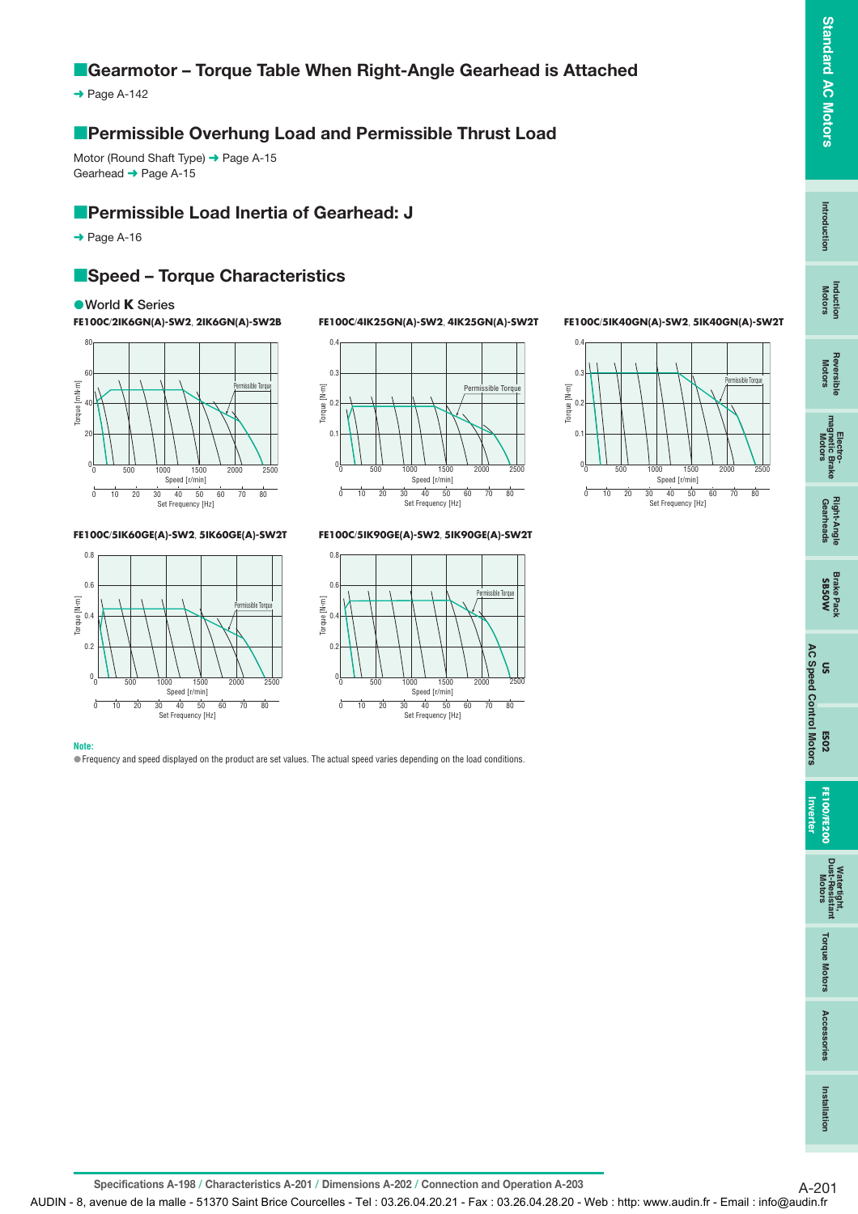## ■Gearmotor – Torque Table When Right-Angle Gearhead is Attached

➜ Page A-142

## ■Permissible Overhung Load and Permissible Thrust Load

Motor (Round Shaft Type) ➜ Page A-15
Gearhead ➜ Page A-15

## ■Permissible Load Inertia of Gearhead: J

➜ Page A-16

## ■Speed – Torque Characteristics

●World **K** Series

**FE100C/2IK6GN(A)-SW2, 2IK6GN(A)-SW2B**

**FE100C/4IK25GN(A)-SW2, 4IK25GN(A)-SW2T**

**FE100C/5IK40GN(A)-SW2, 5IK40GN(A)-SW2T**

**FE100C/5IK60GE(A)-SW2, 5IK60GE(A)-SW2T**

**FE100C/5IK90GE(A)-SW2, 5IK90GE(A)-SW2T**

**Note:**

●Frequency and speed displayed on the product are set values. The actual speed varies depending on the load conditions.

Specifications A-198 / Characteristics A-201 / Dimensions A-202 / Connection and Operation A-203

AUDIN - 8, avenue de la malle - 51370 Saint Brice Courcelles - Tel : 03.26.04.20.21 - Fax : 03.26.04.28.20 - Web : http: www.audin.fr - Email : info@audin.fr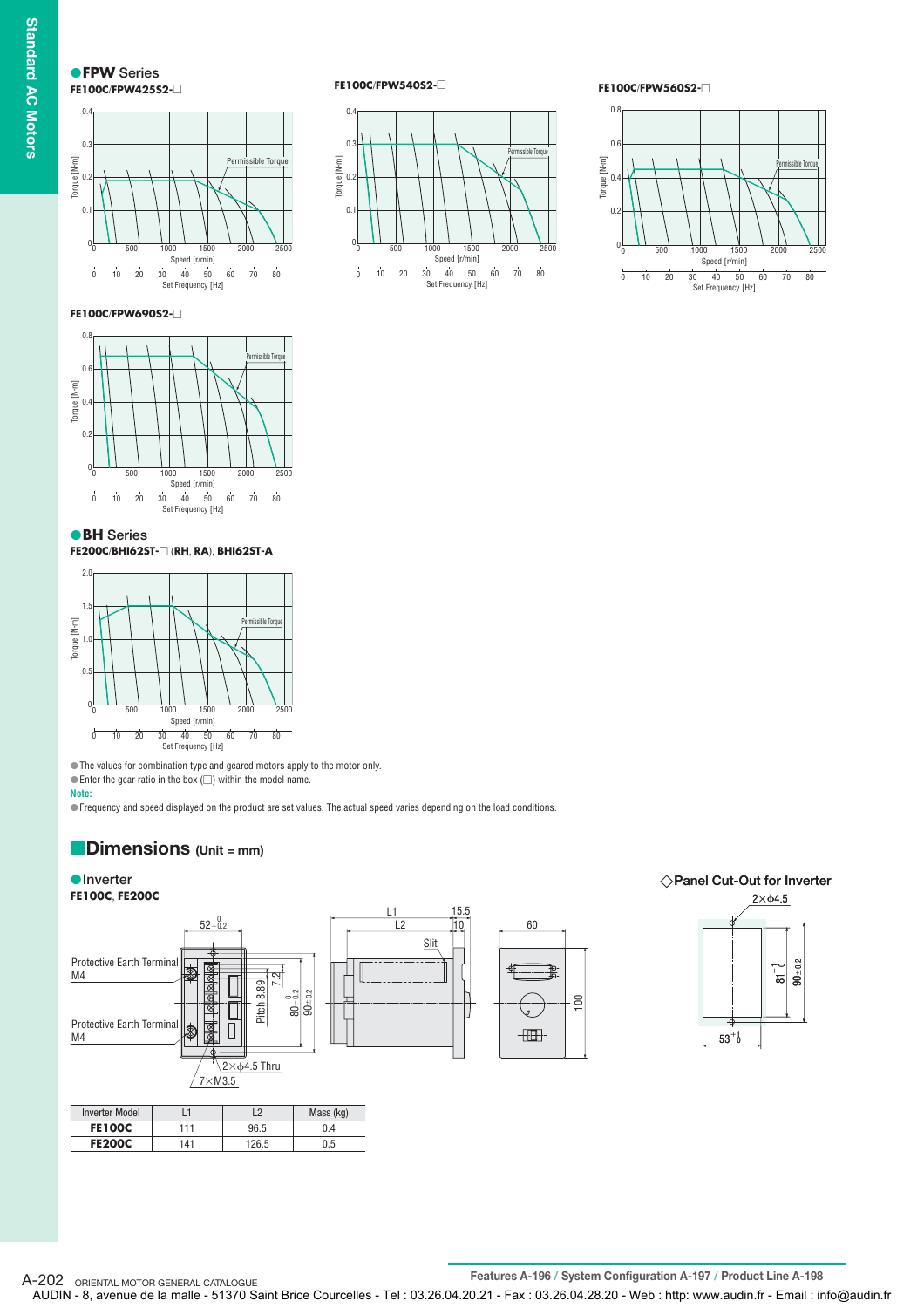● **FPW** Series

**FE100C/FPW425S2-□**

**FE100C/FPW540S2-□**

**FE100C/FPW560S2-□**

**FE100C/FPW690S2-□**

● **BH** Series

**FE200C/BHI62ST-□** (**RH**, **RA**), **BHI62ST-A**

● The values for combination type and geared motors apply to the motor only.

● Enter the gear ratio in the box (□) within the model name.

**Note:**

● Frequency and speed displayed on the product are set values. The actual speed varies depending on the load conditions.

## Dimensions (Unit = mm)

● Inverter

**FE100C, FE200C**

◇ Panel Cut-Out for Inverter

| Inverter Model | L1 | L2 | Mass (kg) |
|---|---|---|---|
| **FE100C** | 111 | 96.5 | 0.4 |
| **FE200C** | 141 | 126.5 | 0.5 |

Features A-196 / System Configuration A-197 / Product Line A-198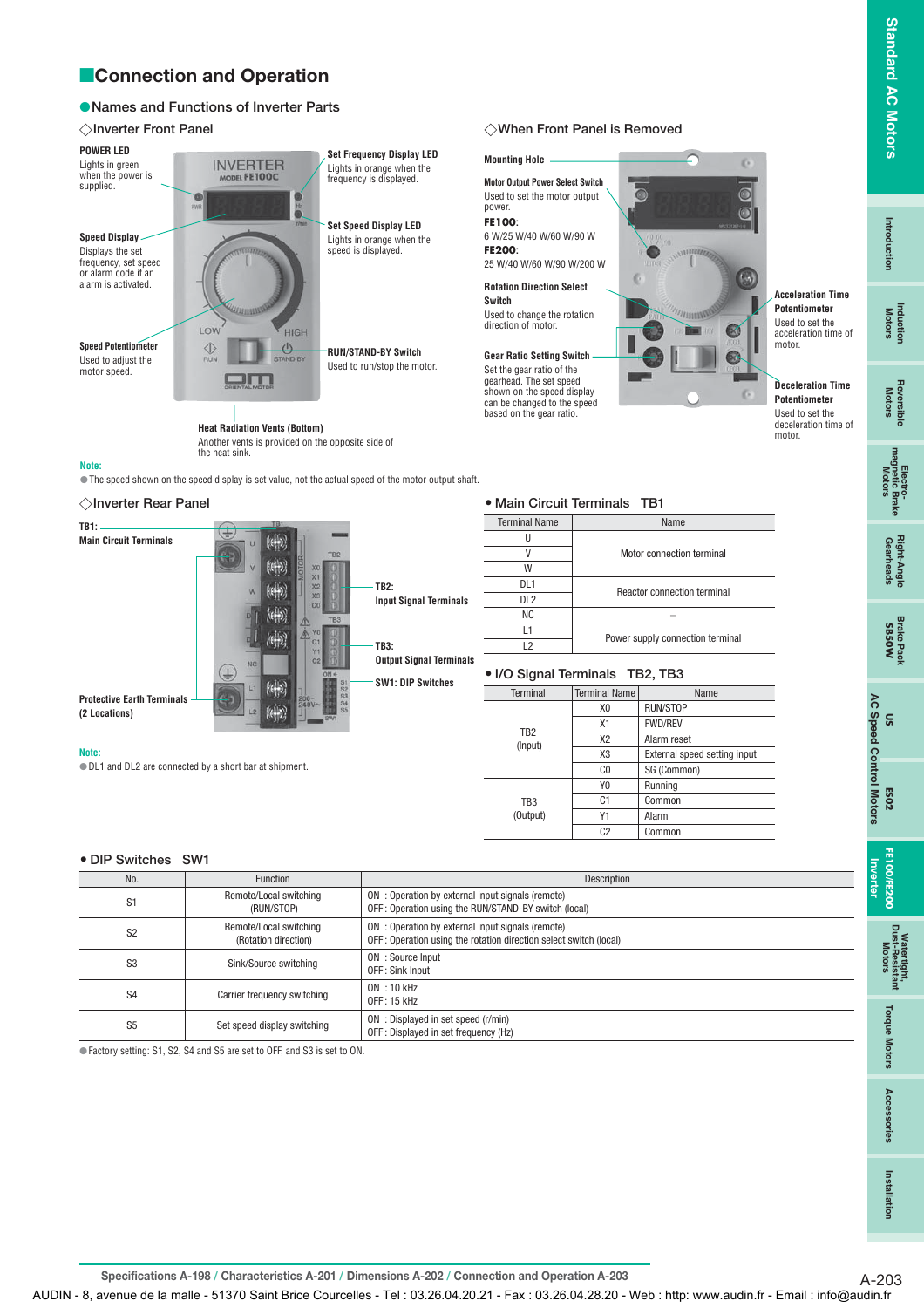# Connection and Operation

## Names and Functions of Inverter Parts

### ◇Inverter Front Panel

**POWER LED**
Lights in green when the power is supplied.

**Speed Display**
Displays the set frequency, set speed or alarm code if an alarm is activated.

**Speed Potentiometer**
Used to adjust the motor speed.

**Set Frequency Display LED**
Lights in orange when the frequency is displayed.

**Set Speed Display LED**
Lights in orange when the speed is displayed.

**RUN/STAND-BY Switch**
Used to run/stop the motor.

**Heat Radiation Vents (Bottom)**
Another vents is provided on the opposite side of the heat sink.

### ◇When Front Panel is Removed

**Mounting Hole**

**Motor Output Power Select Switch**
Used to set the motor output power.
**FE100:**
6 W/25 W/40 W/60 W/90 W
**FE200:**
25 W/40 W/60 W/90 W/200 W

**Rotation Direction Select Switch**
Used to change the rotation direction of motor.

**Gear Ratio Setting Switch**
Set the gear ratio of the gearhead. The set speed shown on the speed display can be changed to the speed based on the gear ratio.

**Acceleration Time Potentiometer**
Used to set the acceleration time of motor.

**Deceleration Time Potentiometer**
Used to set the deceleration time of motor.

**Note:**
- The speed shown on the speed display is set value, not the actual speed of the motor output shaft.

### ◇Inverter Rear Panel

**TB1:**
**Main Circuit Terminals**

**Protective Earth Terminals (2 Locations)**

**TB2:**
**Input Signal Terminals**

**TB3:**
**Output Signal Terminals**

**SW1: DIP Switches**

**Note:**
- DL1 and DL2 are connected by a short bar at shipment.

### • Main Circuit Terminals TB1

| Terminal Name | Name |
|---|---|
| U | Motor connection terminal |
| V | |
| W | |
| DL1 | Reactor connection terminal |
| DL2 | |
| NC | – |
| L1 | Power supply connection terminal |
| L2 | |

### • I/O Signal Terminals TB2, TB3

| Terminal | Terminal Name | Name |
|---|---|---|
| TB2 (Input) | X0 | RUN/STOP |
| | X1 | FWD/REV |
| | X2 | Alarm reset |
| | X3 | External speed setting input |
| | C0 | SG (Common) |
| TB3 (Output) | Y0 | Running |
| | C1 | Common |
| | Y1 | Alarm |
| | C2 | Common |

### • DIP Switches SW1

| No. | Function | Description |
|---|---|---|
| S1 | Remote/Local switching (RUN/STOP) | ON : Operation by external input signals (remote)<br>OFF : Operation using the RUN/STAND-BY switch (local) |
| S2 | Remote/Local switching (Rotation direction) | ON : Operation by external input signals (remote)<br>OFF : Operation using the rotation direction select switch (local) |
| S3 | Sink/Source switching | ON : Source Input<br>OFF : Sink Input |
| S4 | Carrier frequency switching | ON : 10 kHz<br>OFF : 15 kHz |
| S5 | Set speed display switching | ON : Displayed in set speed (r/min)<br>OFF : Displayed in set frequency (Hz) |

- Factory setting: S1, S2, S4 and S5 are set to OFF, and S3 is set to ON.

Specifications A-198 / Characteristics A-201 / Dimensions A-202 / Connection and Operation A-203

AUDIN - 8, avenue de la malle - 51370 Saint Brice Courcelles - Tel : 03.26.04.20.21 - Fax : 03.26.04.28.20 - Web : http: www.audin.fr - Email : info@audin.fr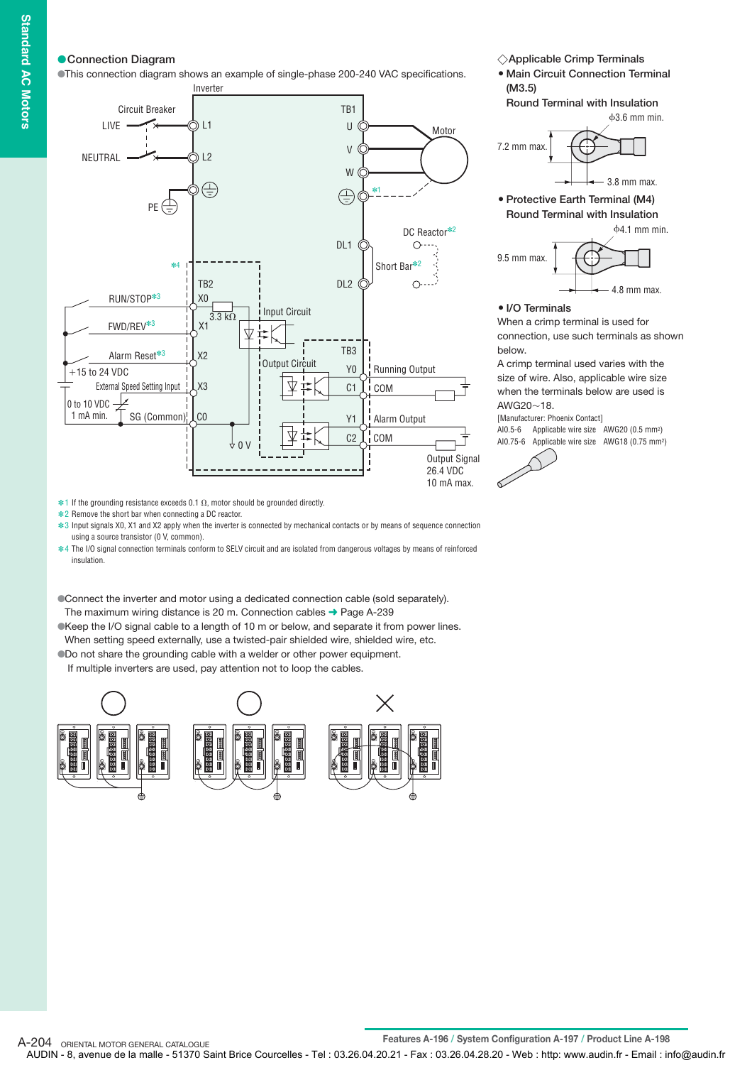## Connection Diagram

This connection diagram shows an example of single-phase 200-240 VAC specifications.

Inverter

Circuit Breaker

LIVE — L1

NEUTRAL — L2

PE

TB1: U, V, W — Motor

*1

DC Reactor*2

DL1

Short Bar*2

DL2

*4

TB2

RUN/STOP*3 — X0

3.3 kΩ

FWD/REV*3 — X1

Input Circuit

Alarm Reset*3 — X2

+15 to 24 VDC

External Speed Setting Input — X3

0 to 10 VDC
1 mA min.

SG (Common) — C0

0 V

TB3

Output Circuit

Y0 — Running Output

C1 — COM

Y1 — Alarm Output

C2 — COM

Output Signal
26.4 VDC
10 mA max.

*1 If the grounding resistance exceeds 0.1 Ω, motor should be grounded directly.
*2 Remove the short bar when connecting a DC reactor.
*3 Input signals X0, X1 and X2 apply when the inverter is connected by mechanical contacts or by means of sequence connection using a source transistor (0 V, common).
*4 The I/O signal connection terminals conform to SELV circuit and are isolated from dangerous voltages by means of reinforced insulation.

- Connect the inverter and motor using a dedicated connection cable (sold separately).
  The maximum wiring distance is 20 m. Connection cables ➜ Page A-239
- Keep the I/O signal cable to a length of 10 m or below, and separate it from power lines.
  When setting speed externally, use a twisted-pair shielded wire, shielded wire, etc.
- Do not share the grounding cable with a welder or other power equipment.
  If multiple inverters are used, pay attention not to loop the cables.

○ ○ ×

## ◇Applicable Crimp Terminals

- **Main Circuit Connection Terminal (M3.5)**
  **Round Terminal with Insulation**

φ3.6 mm min.
7.2 mm max.
3.8 mm max.

- **Protective Earth Terminal (M4)**
  **Round Terminal with Insulation**

φ4.1 mm min.
9.5 mm max.
4.8 mm max.

- **I/O Terminals**

When a crimp terminal is used for connection, use such terminals as shown below.
A crimp terminal used varies with the size of wire. Also, applicable wire size when the terminals below are used is AWG20~18.

[Manufacturer: Phoenix Contact]
AI0.5-6 Applicable wire size AWG20 (0.5 mm²)
AI0.75-6 Applicable wire size AWG18 (0.75 mm²)

Features A-196 / System Configuration A-197 / Product Line A-198

ORIENTAL MOTOR GENERAL CATALOGUE

AUDIN - 8, avenue de la malle - 51370 Saint Brice Courcelles - Tel : 03.26.04.20.21 - Fax : 03.26.04.28.20 - Web : http: www.audin.fr - Email : info@audin.fr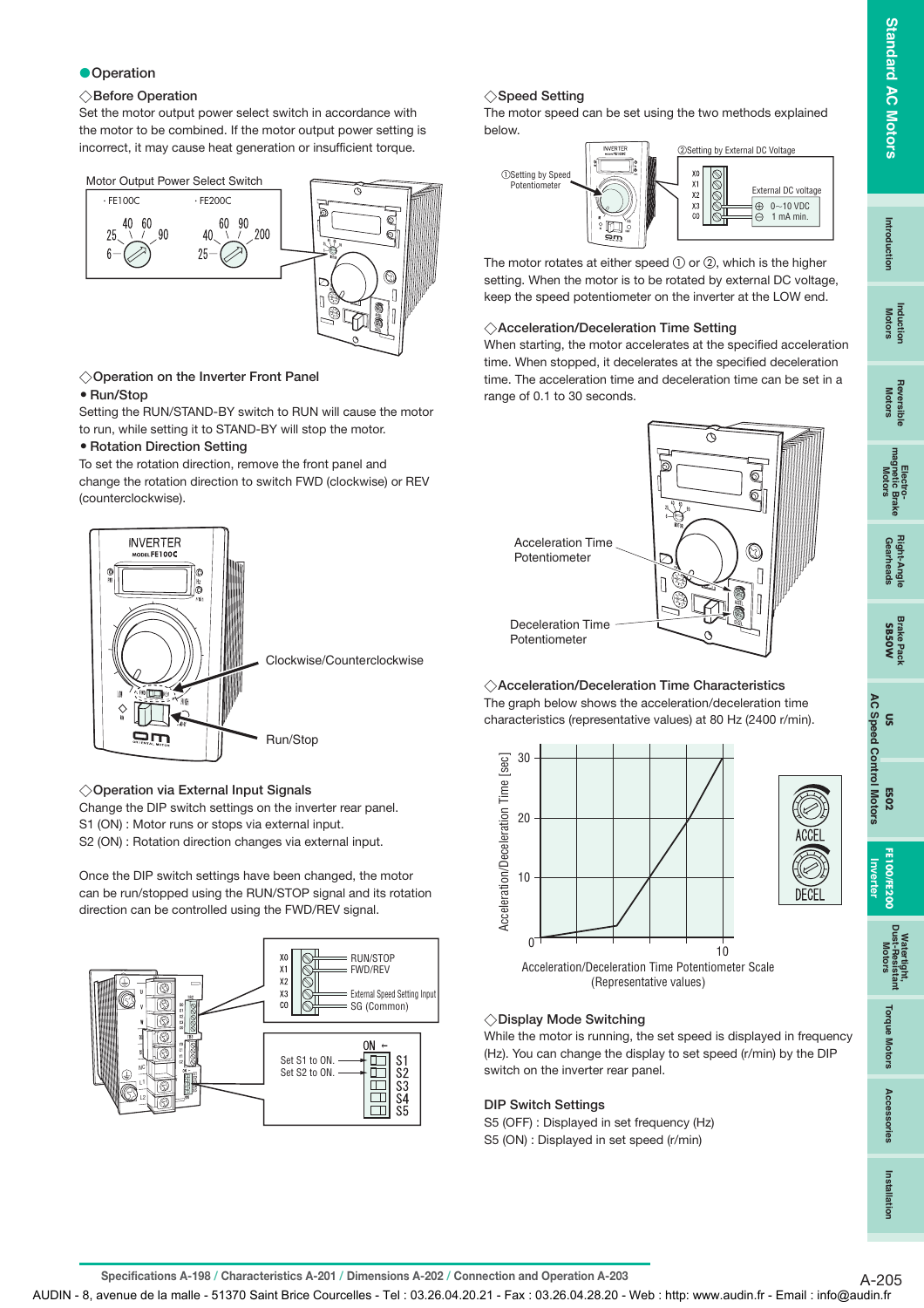## ●Operation

### ◇Before Operation

Set the motor output power select switch in accordance with the motor to be combined. If the motor output power setting is incorrect, it may cause heat generation or insufficient torque.

Motor Output Power Select Switch

· FE100C: 6, 25, 40, 60, 90

· FE200C: 25, 40, 60, 90, 200

### ◇Operation on the Inverter Front Panel

**• Run/Stop**

Setting the RUN/STAND-BY switch to RUN will cause the motor to run, while setting it to STAND-BY will stop the motor.

**• Rotation Direction Setting**

To set the rotation direction, remove the front panel and change the rotation direction to switch FWD (clockwise) or REV (counterclockwise).

Clockwise/Counterclockwise

Run/Stop

### ◇Operation via External Input Signals

Change the DIP switch settings on the inverter rear panel.
S1 (ON) : Motor runs or stops via external input.
S2 (ON) : Rotation direction changes via external input.

Once the DIP switch settings have been changed, the motor can be run/stopped using the RUN/STOP signal and its rotation direction can be controlled using the FWD/REV signal.

X0 RUN/STOP
X1 FWD/REV
X2
X3 External Speed Setting Input
CO SG (Common)

Set S1 to ON. Set S2 to ON. (ON ←, S1, S2, S3, S4, S5)

### ◇Speed Setting

The motor speed can be set using the two methods explained below.

①Setting by Speed Potentiometer

②Setting by External DC Voltage (X0, X1, X2, X3, CO; External DC voltage ⊕ 0~10 VDC ⊖ 1 mA min.)

The motor rotates at either speed ① or ②, which is the higher setting. When the motor is to be rotated by external DC voltage, keep the speed potentiometer on the inverter at the LOW end.

### ◇Acceleration/Deceleration Time Setting

When starting, the motor accelerates at the specified acceleration time. When stopped, it decelerates at the specified deceleration time. The acceleration time and deceleration time can be set in a range of 0.1 to 30 seconds.

Acceleration Time Potentiometer

Deceleration Time Potentiometer

### ◇Acceleration/Deceleration Time Characteristics

The graph below shows the acceleration/deceleration time characteristics (representative values) at 80 Hz (2400 r/min).

Acceleration/Deceleration Time [sec] (0, 10, 20, 30)

Acceleration/Deceleration Time Potentiometer Scale (Representative values) (0, 10)

ACCEL / DECEL

### ◇Display Mode Switching

While the motor is running, the set speed is displayed in frequency (Hz). You can change the display to set speed (r/min) by the DIP switch on the inverter rear panel.

**DIP Switch Settings**

S5 (OFF) : Displayed in set frequency (Hz)
S5 (ON) : Displayed in set speed (r/min)

Specifications A-198 / Characteristics A-201 / Dimensions A-202 / Connection and Operation A-203

AUDIN - 8, avenue de la malle - 51370 Saint Brice Courcelles - Tel : 03.26.04.20.21 - Fax : 03.26.04.28.20 - Web : http: www.audin.fr - Email : info@audin.fr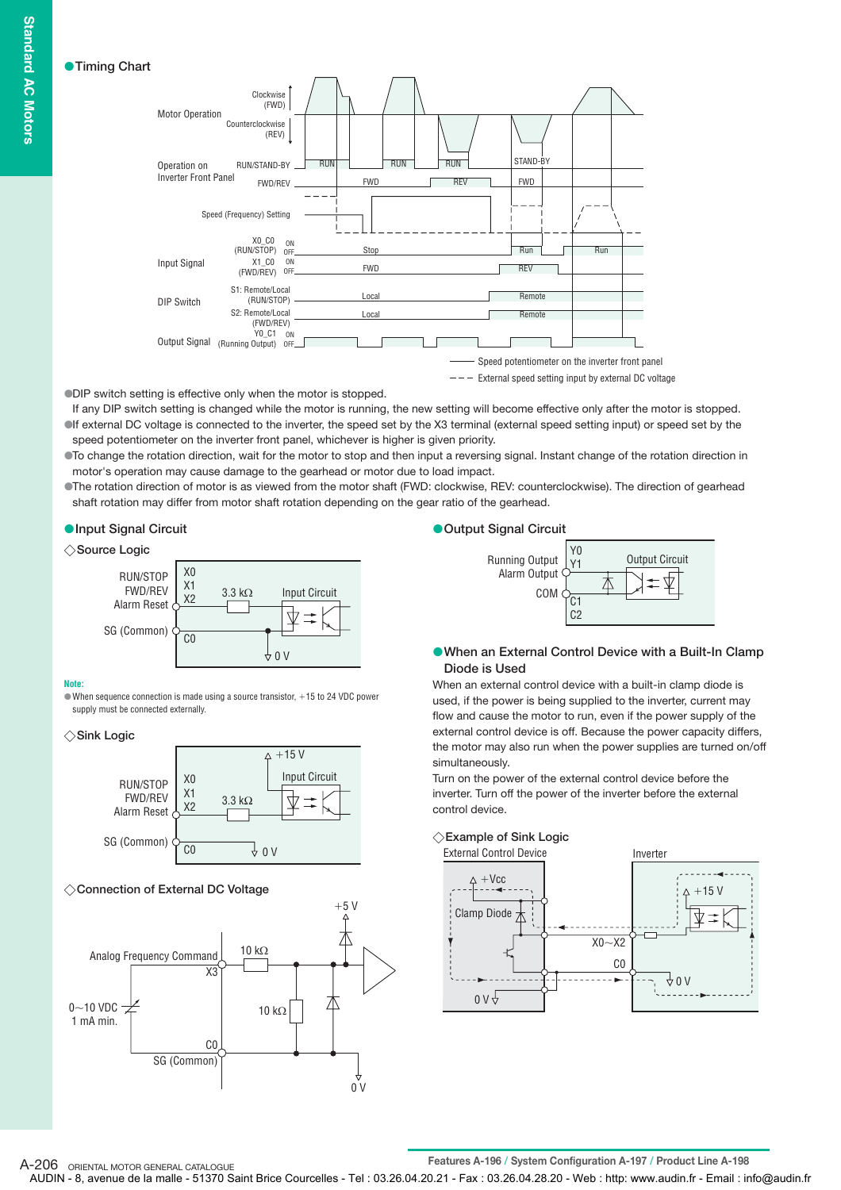## ●Timing Chart

Motor Operation
Clockwise (FWD)
Counterclockwise (REV)

Operation on Inverter Front Panel
RUN/STAND-BY
RUN RUN RUN STAND-BY
FWD/REV
FWD REV FWD

Speed (Frequency) Setting

Input Signal
X0_C0 (RUN/STOP) ON OFF
Stop Run Run
X1_C0 (FWD/REV) ON OFF
FWD REV

DIP Switch
S1: Remote/Local (RUN/STOP)
Local Remote
S2: Remote/Local (FWD/REV)
Local Remote

Output Signal
Y0_C1 (Running Output) ON OFF

——— Speed potentiometer on the inverter front panel
– – – External speed setting input by external DC voltage

●DIP switch setting is effective only when the motor is stopped.
If any DIP switch setting is changed while the motor is running, the new setting will become effective only after the motor is stopped.

●If external DC voltage is connected to the inverter, the speed set by the X3 terminal (external speed setting input) or speed set by the speed potentiometer on the inverter front panel, whichever is higher is given priority.

●To change the rotation direction, wait for the motor to stop and then input a reversing signal. Instant change of the rotation direction in motor's operation may cause damage to the gearhead or motor due to load impact.

●The rotation direction of motor is as viewed from the motor shaft (FWD: clockwise, REV: counterclockwise). The direction of gearhead shaft rotation may differ from motor shaft rotation depending on the gear ratio of the gearhead.

## ●Input Signal Circuit

### ◇Source Logic

RUN/STOP X0
FWD/REV X1
Alarm Reset X2
3.3 kΩ
Input Circuit
SG (Common) C0
0 V

**Note:**
● When sequence connection is made using a source transistor, +15 to 24 VDC power supply must be connected externally.

### ◇Sink Logic

+15 V
Input Circuit
RUN/STOP X0
FWD/REV X1
Alarm Reset X2
3.3 kΩ
SG (Common) C0
0 V

### ◇Connection of External DC Voltage

+5 V
Analog Frequency Command X3
10 kΩ
10 kΩ
0~10 VDC
1 mA min.
C0
SG (Common)
0 V

## ●Output Signal Circuit

Running Output Y0
Alarm Output Y1
COM C1 C2
Output Circuit

## ●When an External Control Device with a Built-In Clamp Diode is Used

When an external control device with a built-in clamp diode is used, if the power is being supplied to the inverter, current may flow and cause the motor to run, even if the power supply of the external control device is off. Because the power capacity differs, the motor may also run when the power supplies are turned on/off simultaneously.

Turn on the power of the external control device before the inverter. Turn off the power of the inverter before the external control device.

### ◇Example of Sink Logic

External Control Device
+Vcc
Clamp Diode
0 V
Inverter
+15 V
X0~X2
C0
0 V

Features A-196 / System Configuration A-197 / Product Line A-198